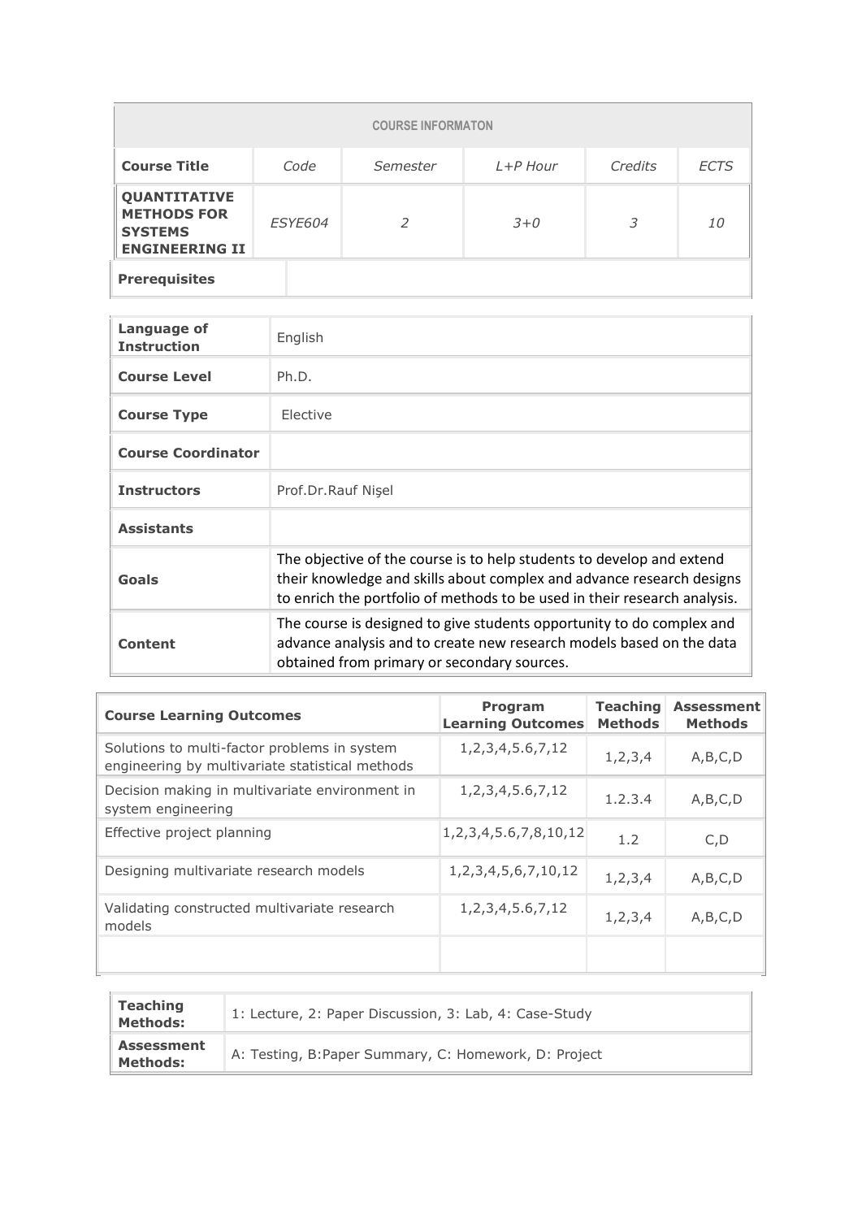| COURSE INFORMATON | | | | | |
|---|---|---|---|---|---|
| **Course Title** | *Code* | *Semester* | *L+P Hour* | *Credits* | *ECTS* |
| **QUANTITATIVE METHODS FOR SYSTEMS ENGINEERING II** | *ESYE604* | *2* | *3+0* | *3* | *10* |
| **Prerequisites** | | | | | |

| | |
|---|---|
| **Language of Instruction** | English |
| **Course Level** | Ph.D. |
| **Course Type** | Elective |
| **Course Coordinator** | |
| **Instructors** | Prof.Dr.Rauf Nişel |
| **Assistants** | |
| **Goals** | The objective of the course is to help students to develop and extend their knowledge and skills about complex and advance research designs to enrich the portfolio of methods to be used in their research analysis. |
| **Content** | The course is designed to give students opportunity to do complex and advance analysis and to create new research models based on the data obtained from primary or secondary sources. |

| Course Learning Outcomes | Program Learning Outcomes | Teaching Methods | Assessment Methods |
|---|---|---|---|
| Solutions to multi-factor problems in system engineering by multivariate statistical methods | 1,2,3,4,5.6,7,12 | 1,2,3,4 | A,B,C,D |
| Decision making in multivariate environment in system engineering | 1,2,3,4,5.6,7,12 | 1.2.3.4 | A,B,C,D |
| Effective project planning | 1,2,3,4,5.6,7,8,10,12 | 1.2 | C,D |
| Designing multivariate research models | 1,2,3,4,5,6,7,10,12 | 1,2,3,4 | A,B,C,D |
| Validating constructed multivariate research models | 1,2,3,4,5.6,7,12 | 1,2,3,4 | A,B,C,D |
| | | | |

| | |
|---|---|
| **Teaching Methods:** | 1: Lecture, 2: Paper Discussion, 3: Lab, 4: Case-Study |
| **Assessment Methods:** | A: Testing, B:Paper Summary, C: Homework, D: Project |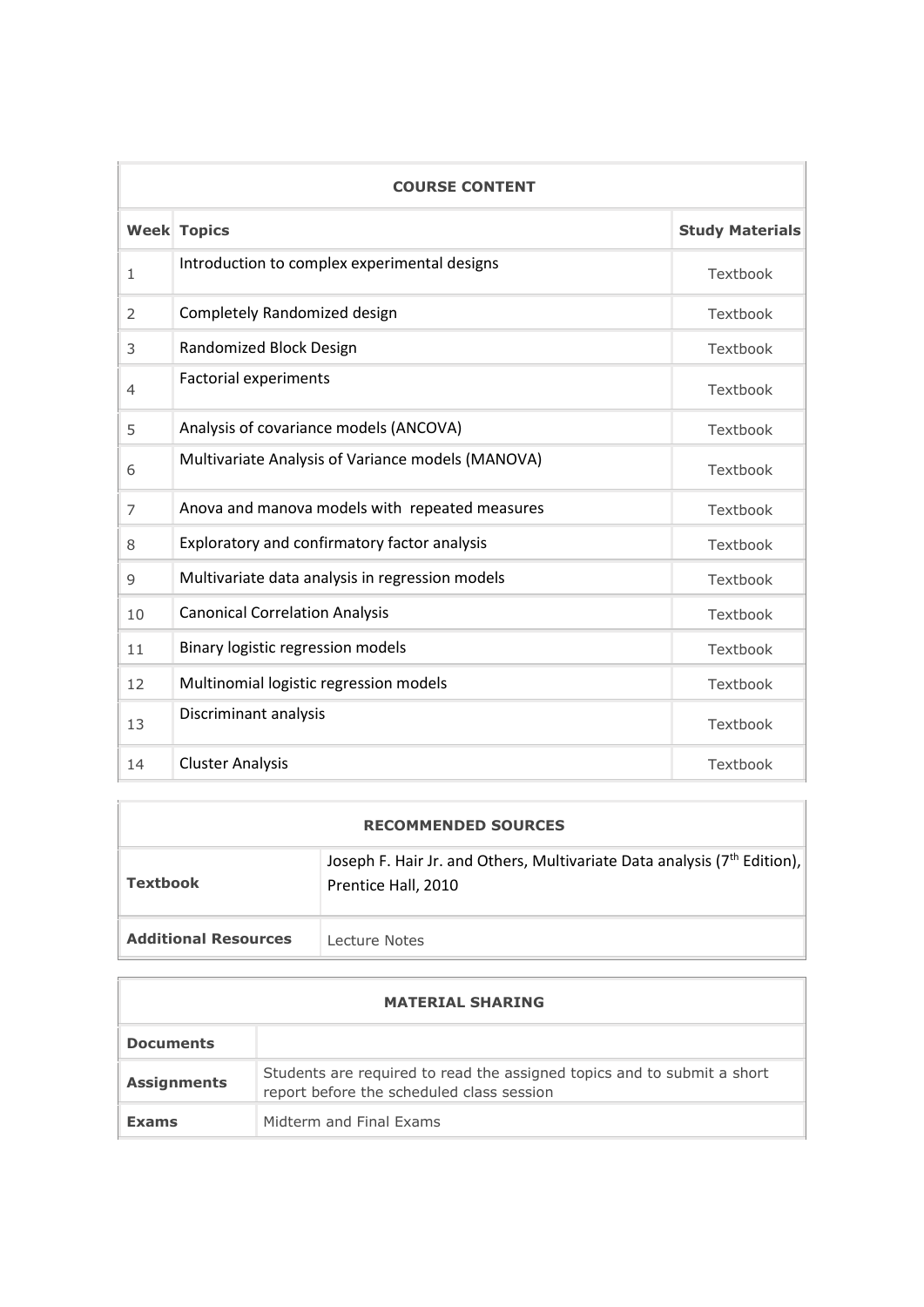| COURSE CONTENT | | |
|---|---|---|
| **Week** | **Topics** | **Study Materials** |
| 1 | Introduction to complex experimental designs | Textbook |
| 2 | Completely Randomized design | Textbook |
| 3 | Randomized Block Design | Textbook |
| 4 | Factorial experiments | Textbook |
| 5 | Analysis of covariance models (ANCOVA) | Textbook |
| 6 | Multivariate Analysis of Variance models (MANOVA) | Textbook |
| 7 | Anova and manova models with repeated measures | Textbook |
| 8 | Exploratory and confirmatory factor analysis | Textbook |
| 9 | Multivariate data analysis in regression models | Textbook |
| 10 | Canonical Correlation Analysis | Textbook |
| 11 | Binary logistic regression models | Textbook |
| 12 | Multinomial logistic regression models | Textbook |
| 13 | Discriminant analysis | Textbook |
| 14 | Cluster Analysis | Textbook |

| RECOMMENDED SOURCES | |
|---|---|
| **Textbook** | Joseph F. Hair Jr. and Others, Multivariate Data analysis (7th Edition), Prentice Hall, 2010 |
| **Additional Resources** | Lecture Notes |

| MATERIAL SHARING | |
|---|---|
| **Documents** | |
| **Assignments** | Students are required to read the assigned topics and to submit a short report before the scheduled class session |
| **Exams** | Midterm and Final Exams |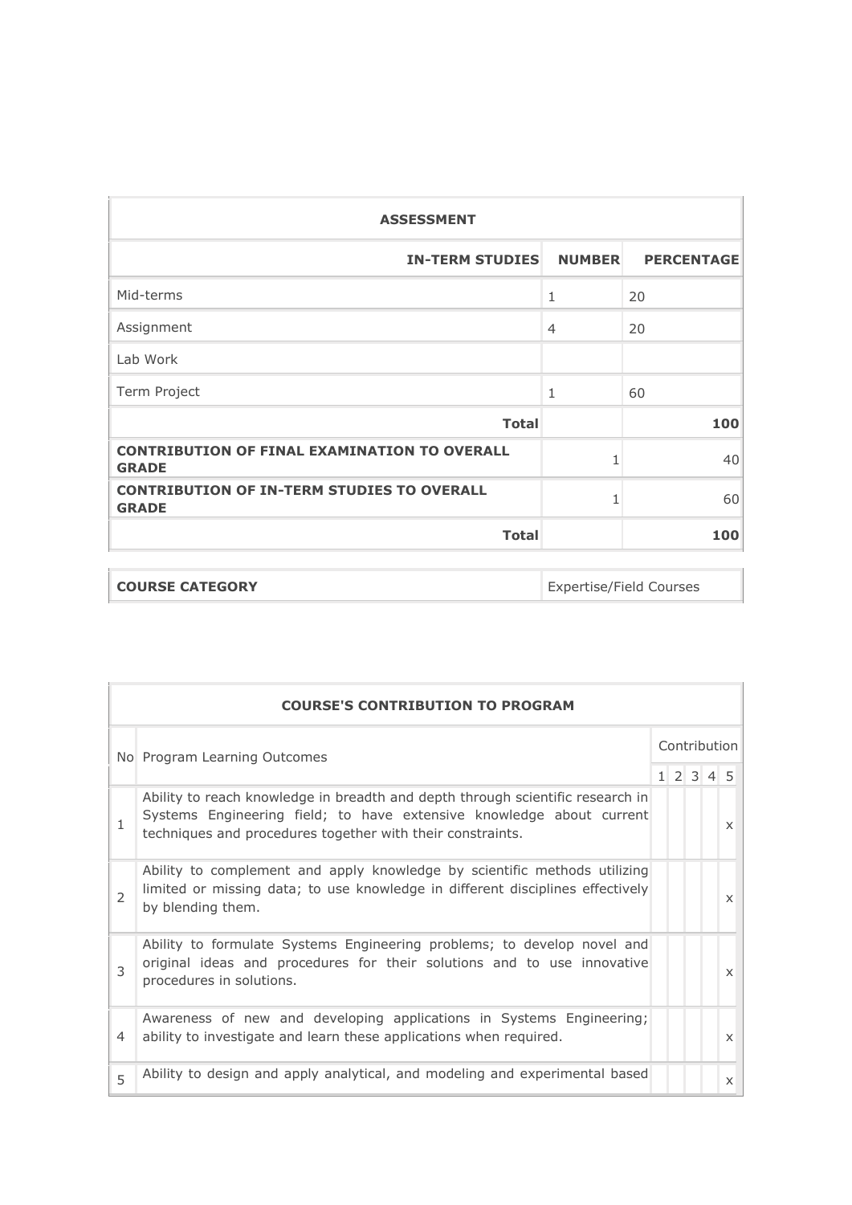| ASSESSMENT | | |
|---|---|---|
| **IN-TERM STUDIES** | **NUMBER** | **PERCENTAGE** |
| Mid-terms | 1 | 20 |
| Assignment | 4 | 20 |
| Lab Work | | |
| Term Project | 1 | 60 |
| **Total** | | **100** |
| **CONTRIBUTION OF FINAL EXAMINATION TO OVERALL GRADE** | 1 | 40 |
| **CONTRIBUTION OF IN-TERM STUDIES TO OVERALL GRADE** | 1 | 60 |
| **Total** | | **100** |

| **COURSE CATEGORY** | Expertise/Field Courses |
|---|---|

| COURSE'S CONTRIBUTION TO PROGRAM | | | | | | |
|---|---|---|---|---|---|---|
| No | Program Learning Outcomes | Contribution | | | | |
| | | 1 | 2 | 3 | 4 | 5 |
| 1 | Ability to reach knowledge in breadth and depth through scientific research in Systems Engineering field; to have extensive knowledge about current techniques and procedures together with their constraints. | | | | | x |
| 2 | Ability to complement and apply knowledge by scientific methods utilizing limited or missing data; to use knowledge in different disciplines effectively by blending them. | | | | | x |
| 3 | Ability to formulate Systems Engineering problems; to develop novel and original ideas and procedures for their solutions and to use innovative procedures in solutions. | | | | | x |
| 4 | Awareness of new and developing applications in Systems Engineering; ability to investigate and learn these applications when required. | | | | | x |
| 5 | Ability to design and apply analytical, and modeling and experimental based | | | | | x |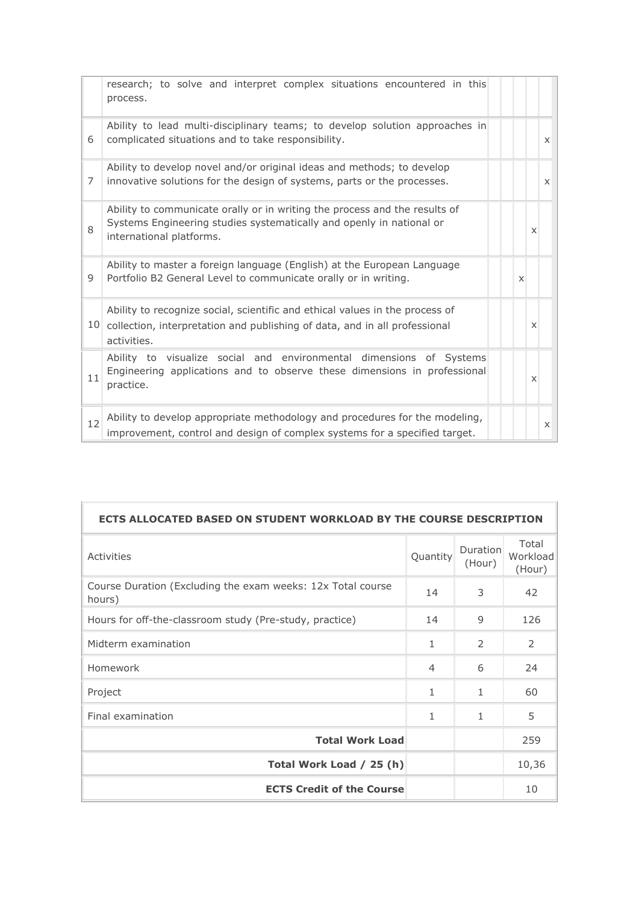| | | | | | | |
|---|---|---|---|---|---|---|
| | research; to solve and interpret complex situations encountered in this process. | | | | | |
| 6 | Ability to lead multi-disciplinary teams; to develop solution approaches in complicated situations and to take responsibility. | | | | | x |
| 7 | Ability to develop novel and/or original ideas and methods; to develop innovative solutions for the design of systems, parts or the processes. | | | | | x |
| 8 | Ability to communicate orally or in writing the process and the results of Systems Engineering studies systematically and openly in national or international platforms. | | | | x | |
| 9 | Ability to master a foreign language (English) at the European Language Portfolio B2 General Level to communicate orally or in writing. | | | x | | |
| 10 | Ability to recognize social, scientific and ethical values in the process of collection, interpretation and publishing of data, and in all professional activities. | | | | x | |
| 11 | Ability to visualize social and environmental dimensions of Systems Engineering applications and to observe these dimensions in professional practice. | | | | x | |
| 12 | Ability to develop appropriate methodology and procedures for the modeling, improvement, control and design of complex systems for a specified target. | | | | | x |

| **ECTS ALLOCATED BASED ON STUDENT WORKLOAD BY THE COURSE DESCRIPTION** | | | |
|---|---|---|---|
| Activities | Quantity | Duration (Hour) | Total Workload (Hour) |
| Course Duration (Excluding the exam weeks: 12x Total course hours) | 14 | 3 | 42 |
| Hours for off-the-classroom study (Pre-study, practice) | 14 | 9 | 126 |
| Midterm examination | 1 | 2 | 2 |
| Homework | 4 | 6 | 24 |
| Project | 1 | 1 | 60 |
| Final examination | 1 | 1 | 5 |
| **Total Work Load** | | | 259 |
| **Total Work Load / 25 (h)** | | | 10,36 |
| **ECTS Credit of the Course** | | | 10 |